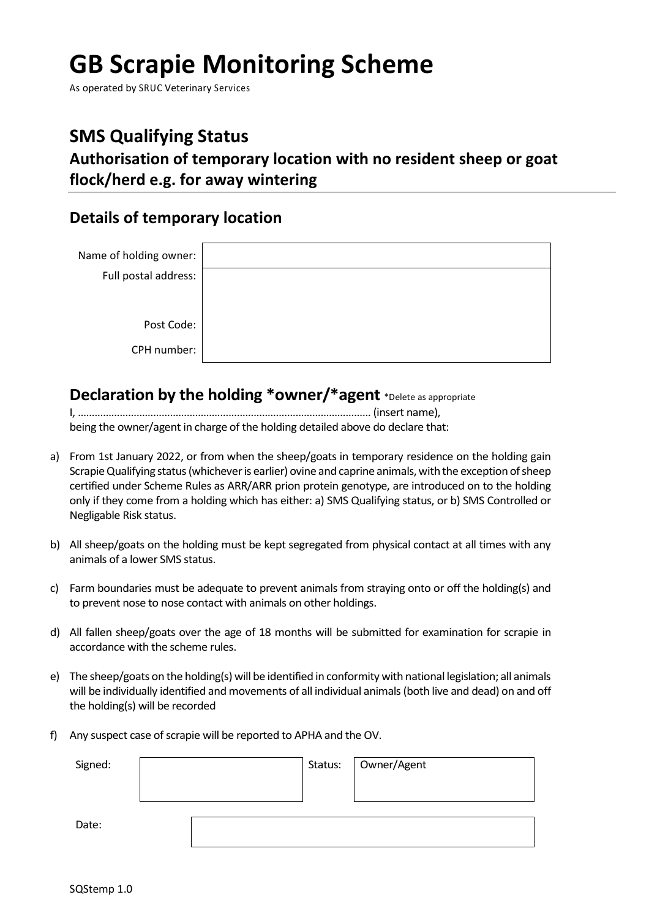# GB Scrapie Monitoring Scheme

As operated by SRUC Veterinary Services

## SMS Qualifying Status

### Authorisation of temporary location with no resident sheep or goat flock/herd e.g. for away wintering

## Details of temporary location

| | |
|---|---|
| Name of holding owner: | |
| Full postal address: | |
| Post Code: | |
| CPH number: | |

## Declaration by the holding *owner/*agent *Delete as appropriate

I, ………………………………………………………………………………………… (insert name),
being the owner/agent in charge of the holding detailed above do declare that:

a) From 1st January 2022, or from when the sheep/goats in temporary residence on the holding gain Scrapie Qualifying status (whichever is earlier) ovine and caprine animals, with the exception of sheep certified under Scheme Rules as ARR/ARR prion protein genotype, are introduced on to the holding only if they come from a holding which has either: a) SMS Qualifying status, or b) SMS Controlled or Negligable Risk status.

b) All sheep/goats on the holding must be kept segregated from physical contact at all times with any animals of a lower SMS status.

c) Farm boundaries must be adequate to prevent animals from straying onto or off the holding(s) and to prevent nose to nose contact with animals on other holdings.

d) All fallen sheep/goats over the age of 18 months will be submitted for examination for scrapie in accordance with the scheme rules.

e) The sheep/goats on the holding(s) will be identified in conformity with national legislation; all animals will be individually identified and movements of all individual animals (both live and dead) on and off the holding(s) will be recorded

f) Any suspect case of scrapie will be reported to APHA and the OV.

| Signed: | | Status: | Owner/Agent |
|---|---|---|---|
| Date: | | | |

SQStemp 1.0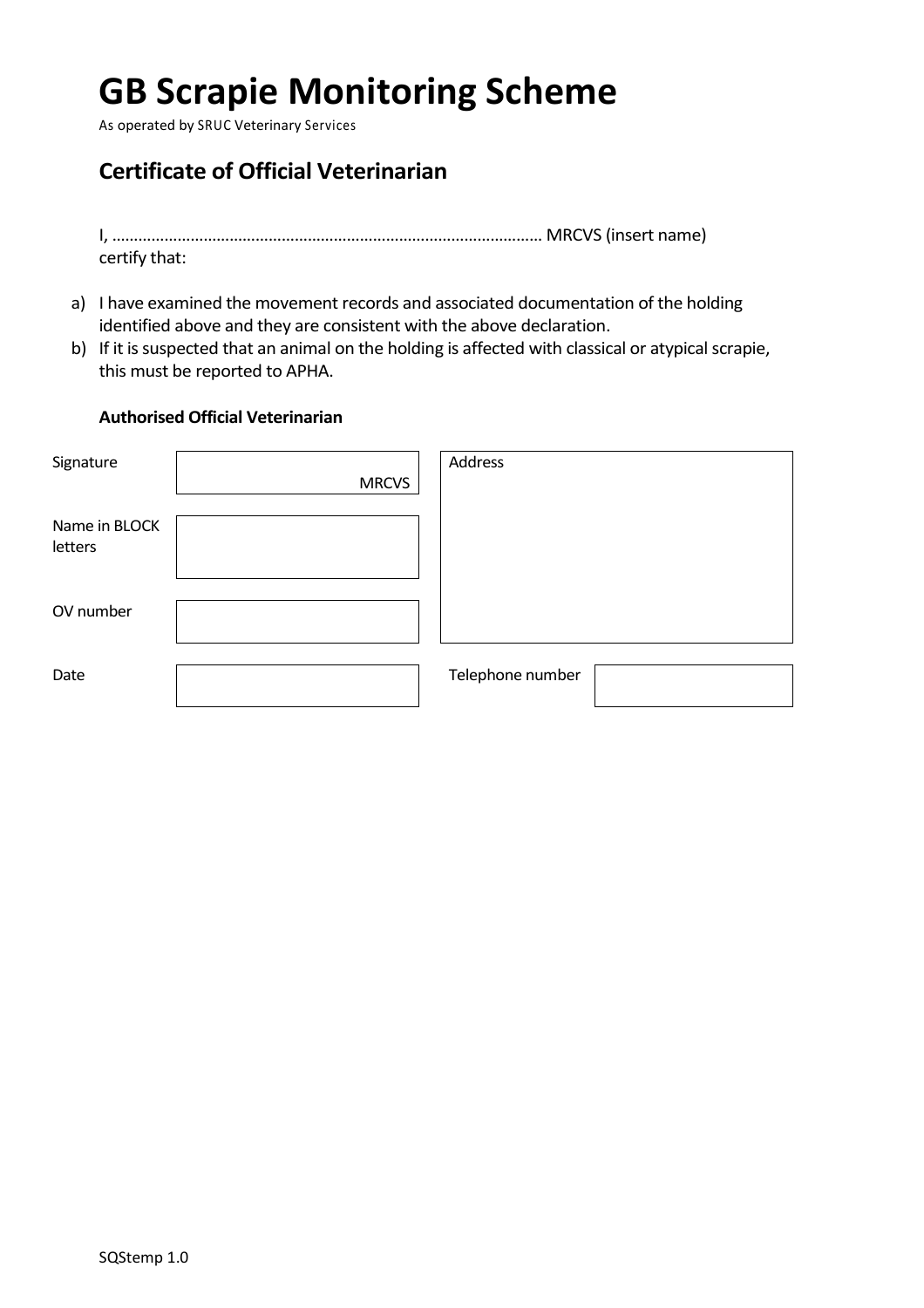# GB Scrapie Monitoring Scheme

As operated by SRUC Veterinary Services

## Certificate of Official Veterinarian

I, ………………………………………………………………………………………. MRCVS (insert name) certify that:

a) I have examined the movement records and associated documentation of the holding identified above and they are consistent with the above declaration.
b) If it is suspected that an animal on the holding is affected with classical or atypical scrapie, this must be reported to APHA.

**Authorised Official Veterinarian**

| | | | |
|---|---|---|---|
| Signature | MRCVS | Address | |
| Name in BLOCK letters | | | |
| OV number | | | |
| Date | | Telephone number | |

SQStemp 1.0